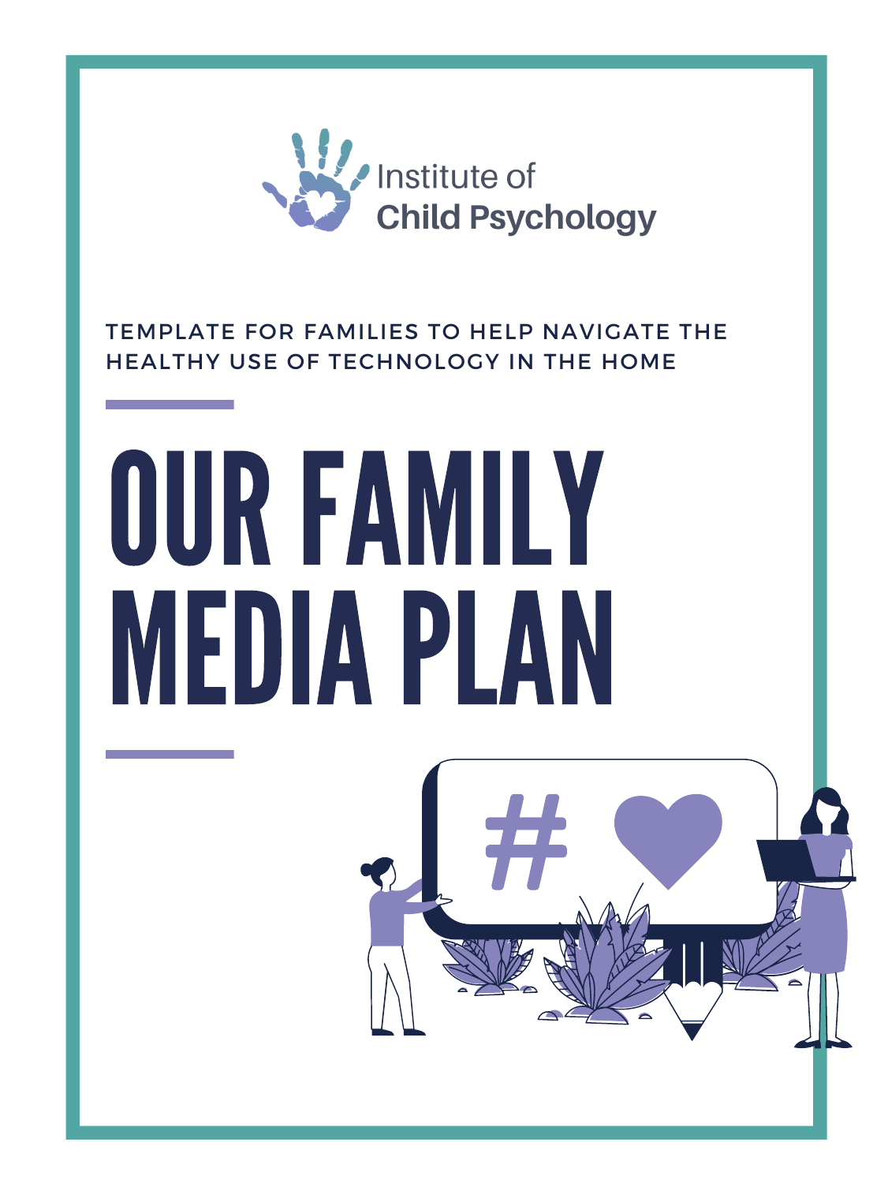Institute of
**Child Psychology**

TEMPLATE FOR FAMILIES TO HELP NAVIGATE THE HEALTHY USE OF TECHNOLOGY IN THE HOME

# OUR FAMILY MEDIA PLAN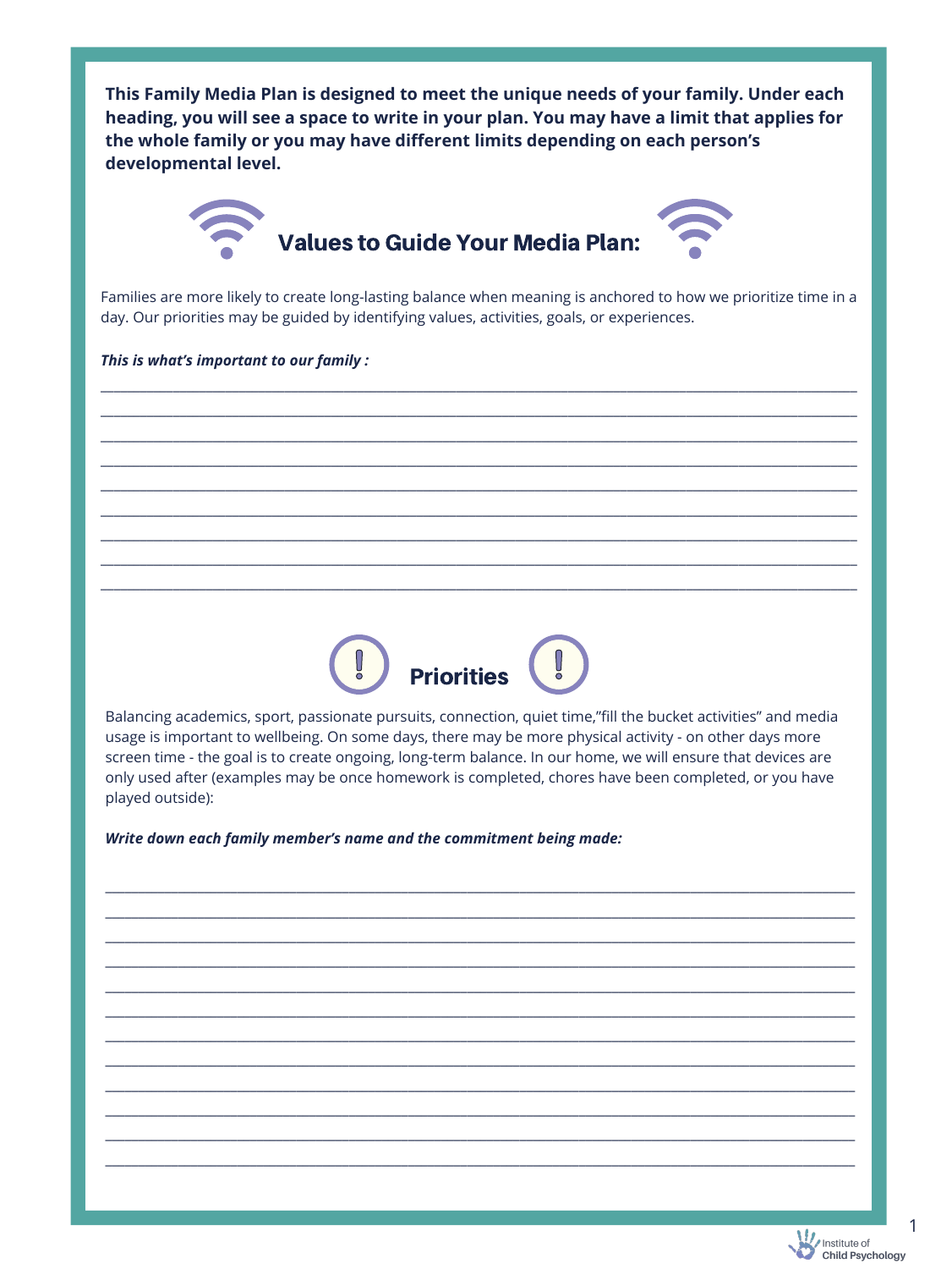**This Family Media Plan is designed to meet the unique needs of your family. Under each heading, you will see a space to write in your plan. You may have a limit that applies for the whole family or you may have different limits depending on each person's developmental level.**

## Values to Guide Your Media Plan:

Families are more likely to create long-lasting balance when meaning is anchored to how we prioritize time in a day. Our priorities may be guided by identifying values, activities, goals, or experiences.

***This is what's important to our family :***

______________________________________________________________________________________

______________________________________________________________________________________

______________________________________________________________________________________

______________________________________________________________________________________

______________________________________________________________________________________

______________________________________________________________________________________

______________________________________________________________________________________

______________________________________________________________________________________

______________________________________________________________________________________

## Priorities

Balancing academics, sport, passionate pursuits, connection, quiet time,"fill the bucket activities" and media usage is important to wellbeing. On some days, there may be more physical activity - on other days more screen time - the goal is to create ongoing, long-term balance. In our home, we will ensure that devices are only used after (examples may be once homework is completed, chores have been completed, or you have played outside):

***Write down each family member's name and the commitment being made:***

______________________________________________________________________________________

______________________________________________________________________________________

______________________________________________________________________________________

______________________________________________________________________________________

______________________________________________________________________________________

______________________________________________________________________________________

______________________________________________________________________________________

______________________________________________________________________________________

______________________________________________________________________________________

______________________________________________________________________________________

______________________________________________________________________________________

______________________________________________________________________________________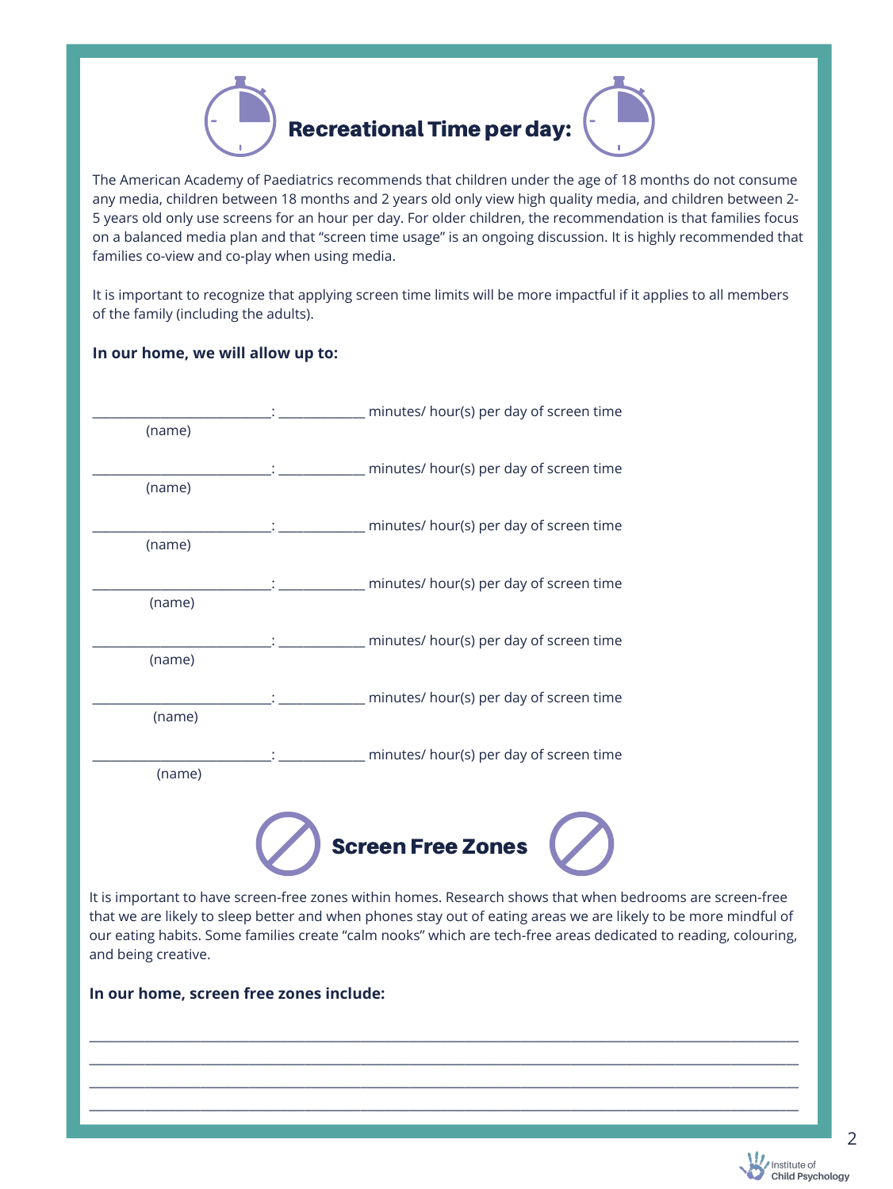## Recreational Time per day:

The American Academy of Paediatrics recommends that children under the age of 18 months do not consume any media, children between 18 months and 2 years old only view high quality media, and children between 2-5 years old only use screens for an hour per day. For older children, the recommendation is that families focus on a balanced media plan and that "screen time usage" is an ongoing discussion. It is highly recommended that families co-view and co-play when using media.

It is important to recognize that applying screen time limits will be more impactful if it applies to all members of the family (including the adults).

**In our home, we will allow up to:**

___________________________: _____________ minutes/ hour(s) per day of screen time
(name)

___________________________: _____________ minutes/ hour(s) per day of screen time
(name)

___________________________: _____________ minutes/ hour(s) per day of screen time
(name)

___________________________: _____________ minutes/ hour(s) per day of screen time
(name)

___________________________: _____________ minutes/ hour(s) per day of screen time
(name)

___________________________: _____________ minutes/ hour(s) per day of screen time
(name)

___________________________: _____________ minutes/ hour(s) per day of screen time
(name)

## Screen Free Zones

It is important to have screen-free zones within homes. Research shows that when bedrooms are screen-free that we are likely to sleep better and when phones stay out of eating areas we are likely to be more mindful of our eating habits. Some families create "calm nooks" which are tech-free areas dedicated to reading, colouring, and being creative.

**In our home, screen free zones include:**

____________________________________________________________________________________

____________________________________________________________________________________

____________________________________________________________________________________

____________________________________________________________________________________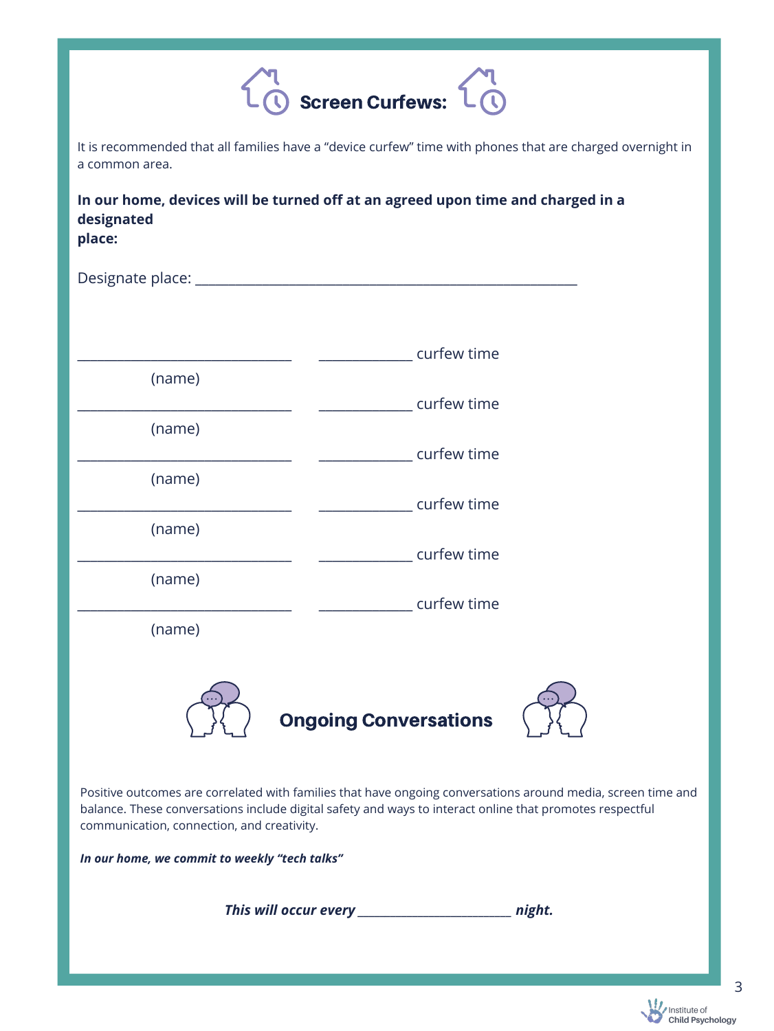## Screen Curfews:

It is recommended that all families have a "device curfew" time with phones that are charged overnight in a common area.

**In our home, devices will be turned off at an agreed upon time and charged in a designated place:**

Designate place: ____________________________________________________

________________________________ _____________ curfew time
(name)

________________________________ _____________ curfew time
(name)

________________________________ _____________ curfew time
(name)

________________________________ _____________ curfew time
(name)

________________________________ _____________ curfew time
(name)

________________________________ _____________ curfew time
(name)

## Ongoing Conversations

Positive outcomes are correlated with families that have ongoing conversations around media, screen time and balance. These conversations include digital safety and ways to interact online that promotes respectful communication, connection, and creativity.

***In our home, we commit to weekly "tech talks"***

***This will occur every _______________________ night.***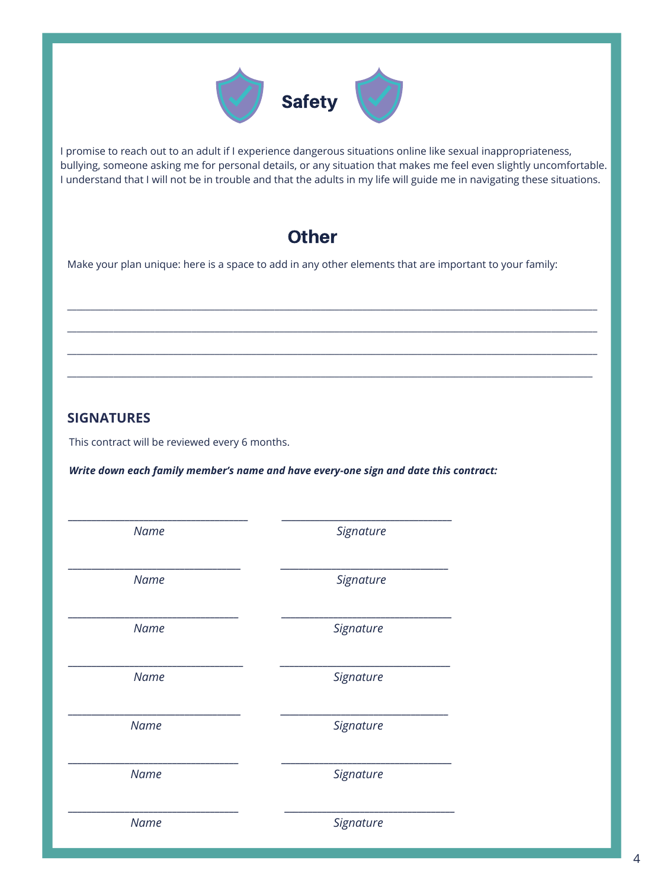## Safety

I promise to reach out to an adult if I experience dangerous situations online like sexual inappropriateness, bullying, someone asking me for personal details, or any situation that makes me feel even slightly uncomfortable. I understand that I will not be in trouble and that the adults in my life will guide me in navigating these situations.

## Other

Make your plan unique: here is a space to add in any other elements that are important to your family:

______________________________________________________________________________

______________________________________________________________________________

______________________________________________________________________________

______________________________________________________________________________

### SIGNATURES

This contract will be reviewed every 6 months.

***Write down each family member's name and have every-one sign and date this contract:***

| | |
|---|---|
| ______________________ | ______________________ |
| *Name* | *Signature* |
| ______________________ | ______________________ |
| *Name* | *Signature* |
| ______________________ | ______________________ |
| *Name* | *Signature* |
| ______________________ | ______________________ |
| *Name* | *Signature* |
| ______________________ | ______________________ |
| *Name* | *Signature* |
| ______________________ | ______________________ |
| *Name* | *Signature* |
| ______________________ | ______________________ |
| *Name* | *Signature* |